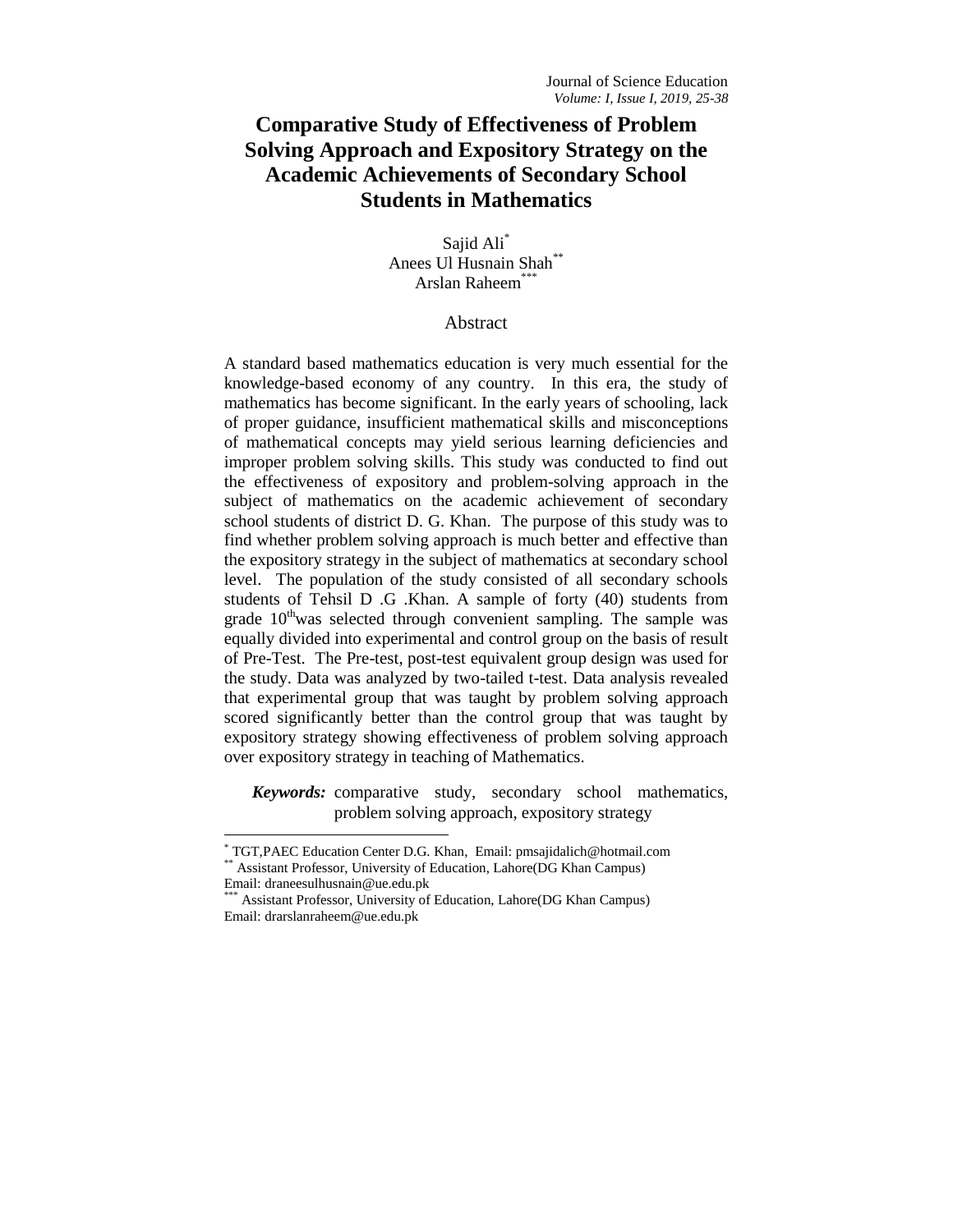# Comparative Study of Effectiveness of Problem Solving Approach and Expository Strategy on the Academic Achievements of Secondary School Students in Mathematics

Sajid Ali[*]
Anees Ul Husnain Shah[**]
Arslan Raheem[***]

## Abstract

A standard based mathematics education is very much essential for the knowledge-based economy of any country. In this era, the study of mathematics has become significant. In the early years of schooling, lack of proper guidance, insufficient mathematical skills and misconceptions of mathematical concepts may yield serious learning deficiencies and improper problem solving skills. This study was conducted to find out the effectiveness of expository and problem-solving approach in the subject of mathematics on the academic achievement of secondary school students of district D. G. Khan. The purpose of this study was to find whether problem solving approach is much better and effective than the expository strategy in the subject of mathematics at secondary school level. The population of the study consisted of all secondary schools students of Tehsil D .G .Khan. A sample of forty (40) students from grade 10th was selected through convenient sampling. The sample was equally divided into experimental and control group on the basis of result of Pre-Test. The Pre-test, post-test equivalent group design was used for the study. Data was analyzed by two-tailed t-test. Data analysis revealed that experimental group that was taught by problem solving approach scored significantly better than the control group that was taught by expository strategy showing effectiveness of problem solving approach over expository strategy in teaching of Mathematics.

***Keywords:*** comparative study, secondary school mathematics, problem solving approach, expository strategy

---

[*] TGT,PAEC Education Center D.G. Khan, Email: pmsajidalich@hotmail.com
[**] Assistant Professor, University of Education, Lahore(DG Khan Campus) Email: draneesulhusnain@ue.edu.pk
[***] Assistant Professor, University of Education, Lahore(DG Khan Campus) Email: drarslanraheem@ue.edu.pk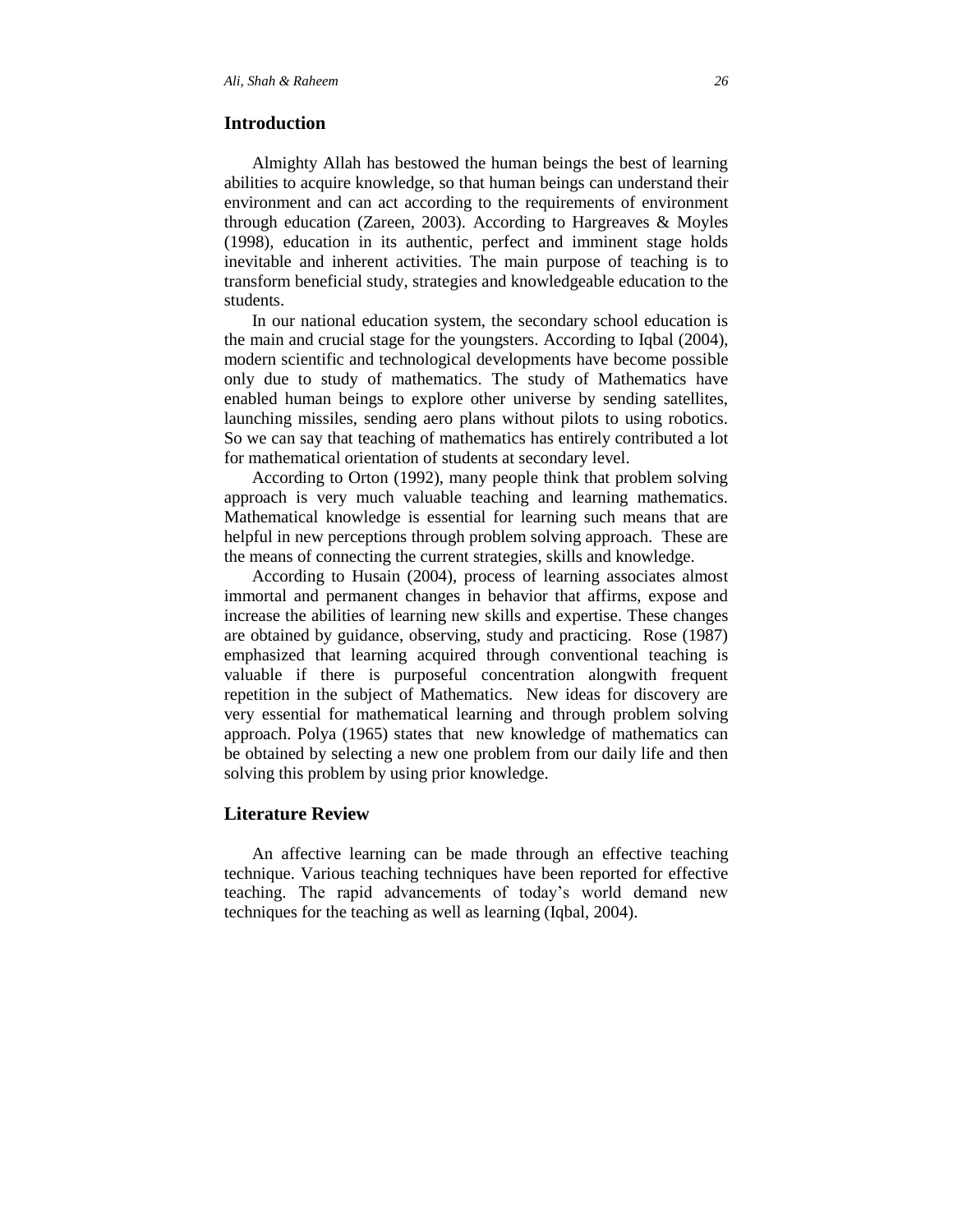## Introduction

Almighty Allah has bestowed the human beings the best of learning abilities to acquire knowledge, so that human beings can understand their environment and can act according to the requirements of environment through education (Zareen, 2003). According to Hargreaves & Moyles (1998), education in its authentic, perfect and imminent stage holds inevitable and inherent activities. The main purpose of teaching is to transform beneficial study, strategies and knowledgeable education to the students.

In our national education system, the secondary school education is the main and crucial stage for the youngsters. According to Iqbal (2004), modern scientific and technological developments have become possible only due to study of mathematics. The study of Mathematics have enabled human beings to explore other universe by sending satellites, launching missiles, sending aero plans without pilots to using robotics. So we can say that teaching of mathematics has entirely contributed a lot for mathematical orientation of students at secondary level.

According to Orton (1992), many people think that problem solving approach is very much valuable teaching and learning mathematics. Mathematical knowledge is essential for learning such means that are helpful in new perceptions through problem solving approach. These are the means of connecting the current strategies, skills and knowledge.

According to Husain (2004), process of learning associates almost immortal and permanent changes in behavior that affirms, expose and increase the abilities of learning new skills and expertise. These changes are obtained by guidance, observing, study and practicing. Rose (1987) emphasized that learning acquired through conventional teaching is valuable if there is purposeful concentration alongwith frequent repetition in the subject of Mathematics. New ideas for discovery are very essential for mathematical learning and through problem solving approach. Polya (1965) states that new knowledge of mathematics can be obtained by selecting a new one problem from our daily life and then solving this problem by using prior knowledge.

## Literature Review

An affective learning can be made through an effective teaching technique. Various teaching techniques have been reported for effective teaching. The rapid advancements of today's world demand new techniques for the teaching as well as learning (Iqbal, 2004).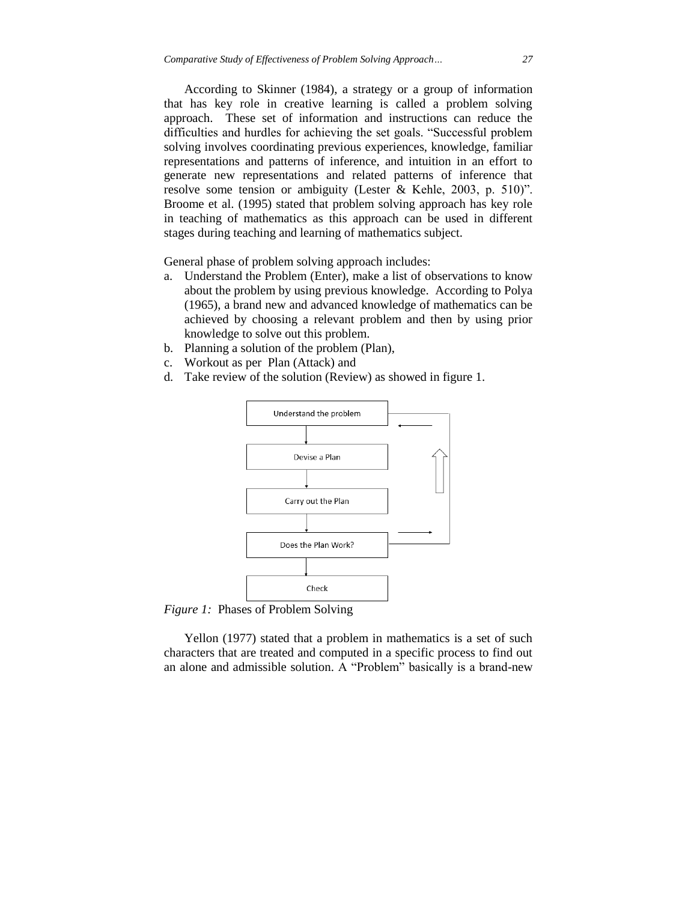According to Skinner (1984), a strategy or a group of information that has key role in creative learning is called a problem solving approach. These set of information and instructions can reduce the difficulties and hurdles for achieving the set goals. "Successful problem solving involves coordinating previous experiences, knowledge, familiar representations and patterns of inference, and intuition in an effort to generate new representations and related patterns of inference that resolve some tension or ambiguity (Lester & Kehle, 2003, p. 510)". Broome et al. (1995) stated that problem solving approach has key role in teaching of mathematics as this approach can be used in different stages during teaching and learning of mathematics subject.

General phase of problem solving approach includes:

a. Understand the Problem (Enter), make a list of observations to know about the problem by using previous knowledge. According to Polya (1965), a brand new and advanced knowledge of mathematics can be achieved by choosing a relevant problem and then by using prior knowledge to solve out this problem.
b. Planning a solution of the problem (Plan),
c. Workout as per Plan (Attack) and
d. Take review of the solution (Review) as showed in figure 1.

Understand the problem

Devise a Plan

Carry out the Plan

Does the Plan Work?

Check

*Figure 1:* Phases of Problem Solving

Yellon (1977) stated that a problem in mathematics is a set of such characters that are treated and computed in a specific process to find out an alone and admissible solution. A "Problem" basically is a brand-new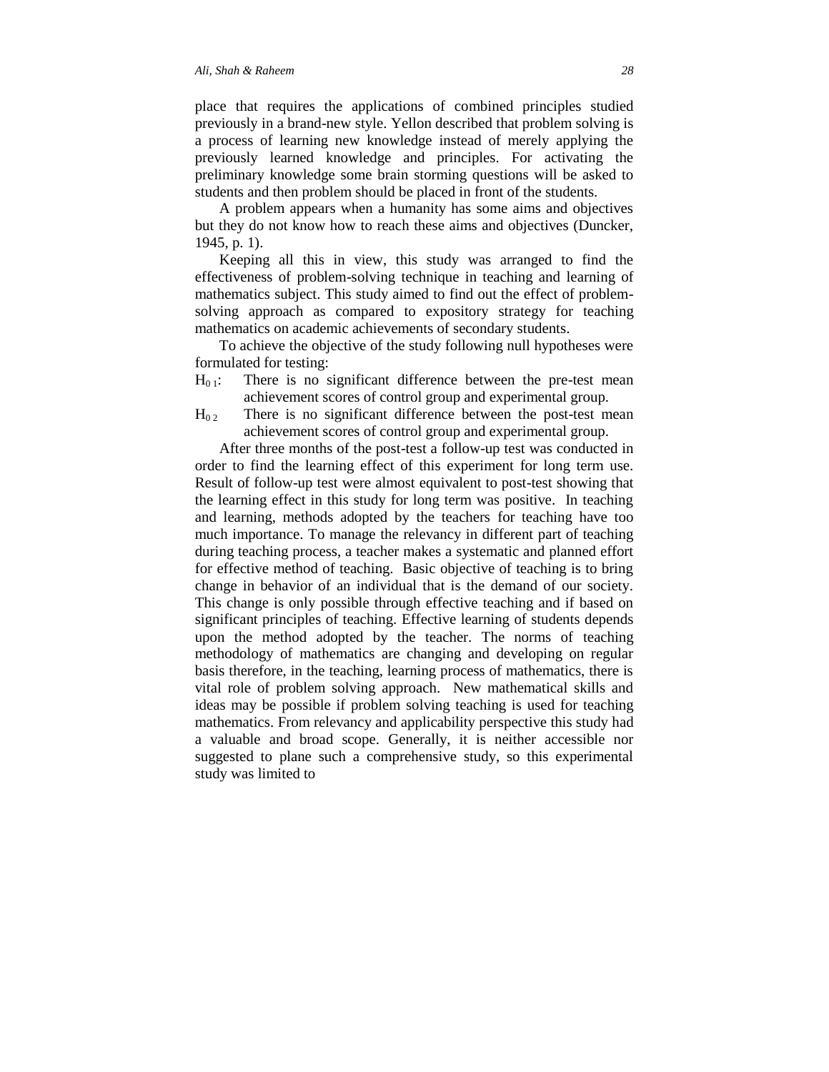place that requires the applications of combined principles studied previously in a brand-new style. Yellon described that problem solving is a process of learning new knowledge instead of merely applying the previously learned knowledge and principles. For activating the preliminary knowledge some brain storming questions will be asked to students and then problem should be placed in front of the students.

A problem appears when a humanity has some aims and objectives but they do not know how to reach these aims and objectives (Duncker, 1945, p. 1).

Keeping all this in view, this study was arranged to find the effectiveness of problem-solving technique in teaching and learning of mathematics subject. This study aimed to find out the effect of problem-solving approach as compared to expository strategy for teaching mathematics on academic achievements of secondary students.

To achieve the objective of the study following null hypotheses were formulated for testing:

$H_{0\,1}$: There is no significant difference between the pre-test mean achievement scores of control group and experimental group.

$H_{0\,2}$ There is no significant difference between the post-test mean achievement scores of control group and experimental group.

After three months of the post-test a follow-up test was conducted in order to find the learning effect of this experiment for long term use. Result of follow-up test were almost equivalent to post-test showing that the learning effect in this study for long term was positive. In teaching and learning, methods adopted by the teachers for teaching have too much importance. To manage the relevancy in different part of teaching during teaching process, a teacher makes a systematic and planned effort for effective method of teaching. Basic objective of teaching is to bring change in behavior of an individual that is the demand of our society. This change is only possible through effective teaching and if based on significant principles of teaching. Effective learning of students depends upon the method adopted by the teacher. The norms of teaching methodology of mathematics are changing and developing on regular basis therefore, in the teaching, learning process of mathematics, there is vital role of problem solving approach. New mathematical skills and ideas may be possible if problem solving teaching is used for teaching mathematics. From relevancy and applicability perspective this study had a valuable and broad scope. Generally, it is neither accessible nor suggested to plane such a comprehensive study, so this experimental study was limited to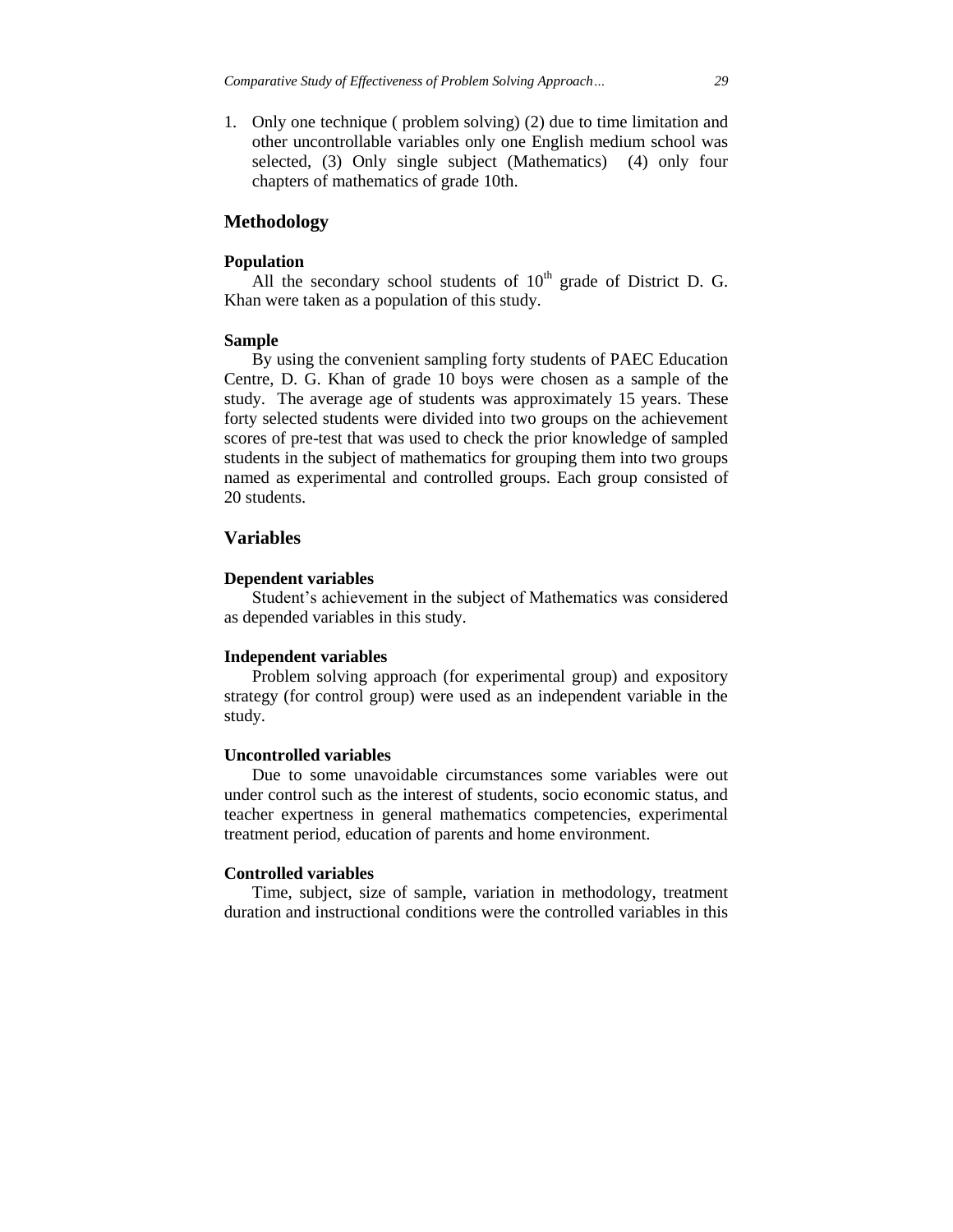1. Only one technique ( problem solving) (2) due to time limitation and other uncontrollable variables only one English medium school was selected, (3) Only single subject (Mathematics) (4) only four chapters of mathematics of grade 10th.

## Methodology

### Population

All the secondary school students of 10th grade of District D. G. Khan were taken as a population of this study.

### Sample

By using the convenient sampling forty students of PAEC Education Centre, D. G. Khan of grade 10 boys were chosen as a sample of the study. The average age of students was approximately 15 years. These forty selected students were divided into two groups on the achievement scores of pre-test that was used to check the prior knowledge of sampled students in the subject of mathematics for grouping them into two groups named as experimental and controlled groups. Each group consisted of 20 students.

## Variables

### Dependent variables

Student's achievement in the subject of Mathematics was considered as depended variables in this study.

### Independent variables

Problem solving approach (for experimental group) and expository strategy (for control group) were used as an independent variable in the study.

### Uncontrolled variables

Due to some unavoidable circumstances some variables were out under control such as the interest of students, socio economic status, and teacher expertness in general mathematics competencies, experimental treatment period, education of parents and home environment.

### Controlled variables

Time, subject, size of sample, variation in methodology, treatment duration and instructional conditions were the controlled variables in this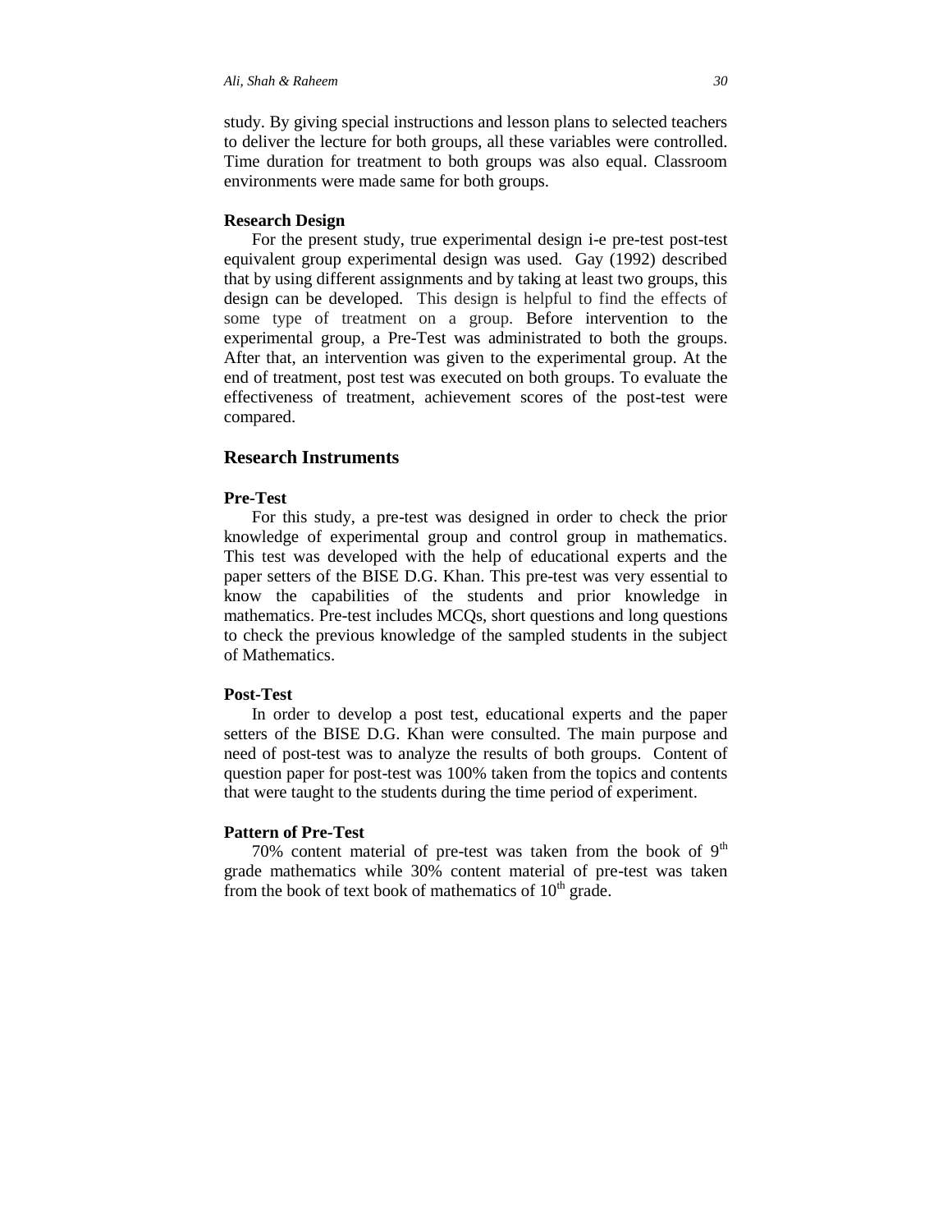study. By giving special instructions and lesson plans to selected teachers to deliver the lecture for both groups, all these variables were controlled. Time duration for treatment to both groups was also equal. Classroom environments were made same for both groups.

**Research Design**

For the present study, true experimental design i-e pre-test post-test equivalent group experimental design was used. Gay (1992) described that by using different assignments and by taking at least two groups, this design can be developed. This design is helpful to find the effects of some type of treatment on a group. Before intervention to the experimental group, a Pre-Test was administrated to both the groups. After that, an intervention was given to the experimental group. At the end of treatment, post test was executed on both groups. To evaluate the effectiveness of treatment, achievement scores of the post-test were compared.

## Research Instruments

**Pre-Test**

For this study, a pre-test was designed in order to check the prior knowledge of experimental group and control group in mathematics. This test was developed with the help of educational experts and the paper setters of the BISE D.G. Khan. This pre-test was very essential to know the capabilities of the students and prior knowledge in mathematics. Pre-test includes MCQs, short questions and long questions to check the previous knowledge of the sampled students in the subject of Mathematics.

**Post-Test**

In order to develop a post test, educational experts and the paper setters of the BISE D.G. Khan were consulted. The main purpose and need of post-test was to analyze the results of both groups. Content of question paper for post-test was 100% taken from the topics and contents that were taught to the students during the time period of experiment.

**Pattern of Pre-Test**

70% content material of pre-test was taken from the book of $9^{th}$ grade mathematics while 30% content material of pre-test was taken from the book of text book of mathematics of $10^{th}$ grade.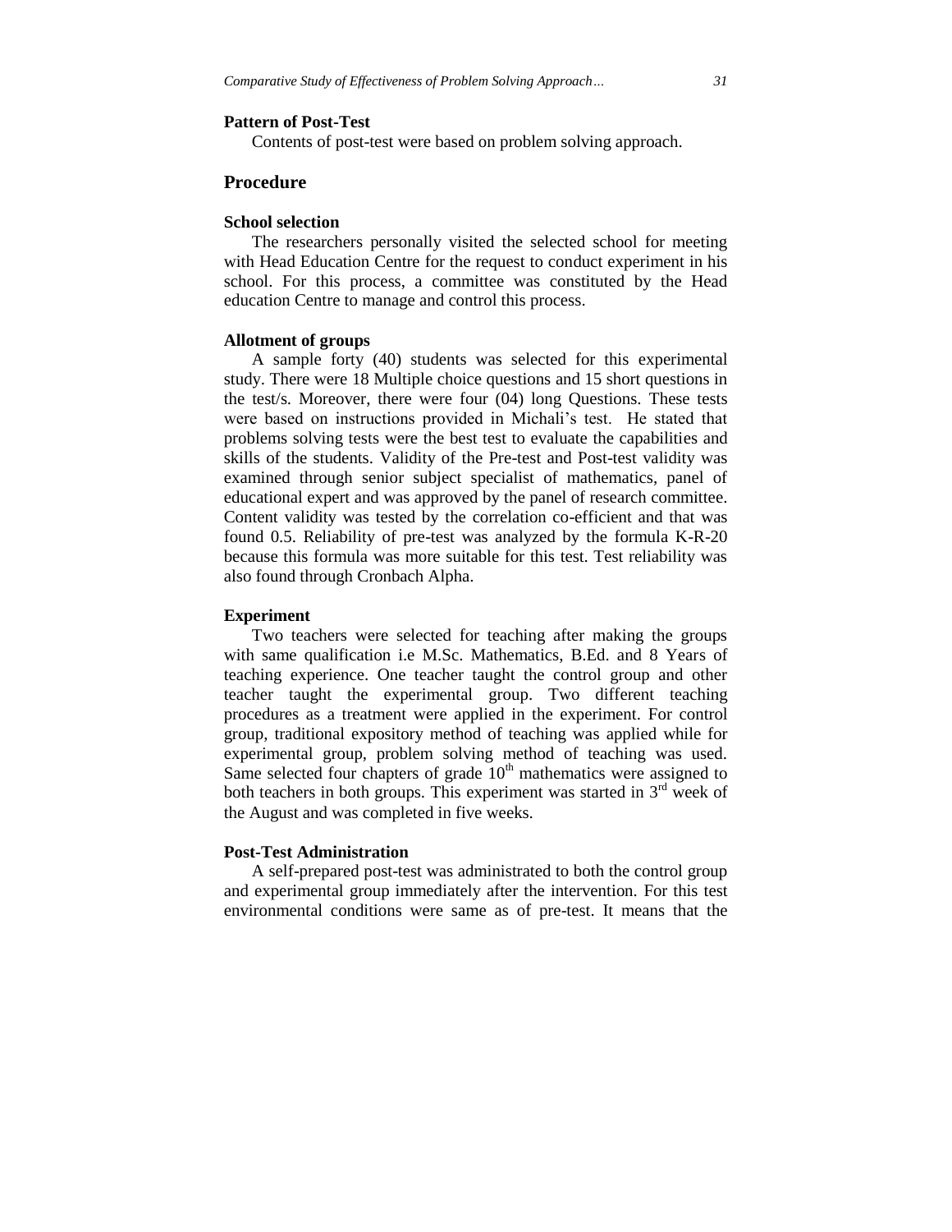#### Pattern of Post-Test

Contents of post-test were based on problem solving approach.

### Procedure

#### School selection

The researchers personally visited the selected school for meeting with Head Education Centre for the request to conduct experiment in his school. For this process, a committee was constituted by the Head education Centre to manage and control this process.

#### Allotment of groups

A sample forty (40) students was selected for this experimental study. There were 18 Multiple choice questions and 15 short questions in the test/s. Moreover, there were four (04) long Questions. These tests were based on instructions provided in Michali's test. He stated that problems solving tests were the best test to evaluate the capabilities and skills of the students. Validity of the Pre-test and Post-test validity was examined through senior subject specialist of mathematics, panel of educational expert and was approved by the panel of research committee. Content validity was tested by the correlation co-efficient and that was found 0.5. Reliability of pre-test was analyzed by the formula K-R-20 because this formula was more suitable for this test. Test reliability was also found through Cronbach Alpha.

#### Experiment

Two teachers were selected for teaching after making the groups with same qualification i.e M.Sc. Mathematics, B.Ed. and 8 Years of teaching experience. One teacher taught the control group and other teacher taught the experimental group. Two different teaching procedures as a treatment were applied in the experiment. For control group, traditional expository method of teaching was applied while for experimental group, problem solving method of teaching was used. Same selected four chapters of grade 10th mathematics were assigned to both teachers in both groups. This experiment was started in 3rd week of the August and was completed in five weeks.

#### Post-Test Administration

A self-prepared post-test was administrated to both the control group and experimental group immediately after the intervention. For this test environmental conditions were same as of pre-test. It means that the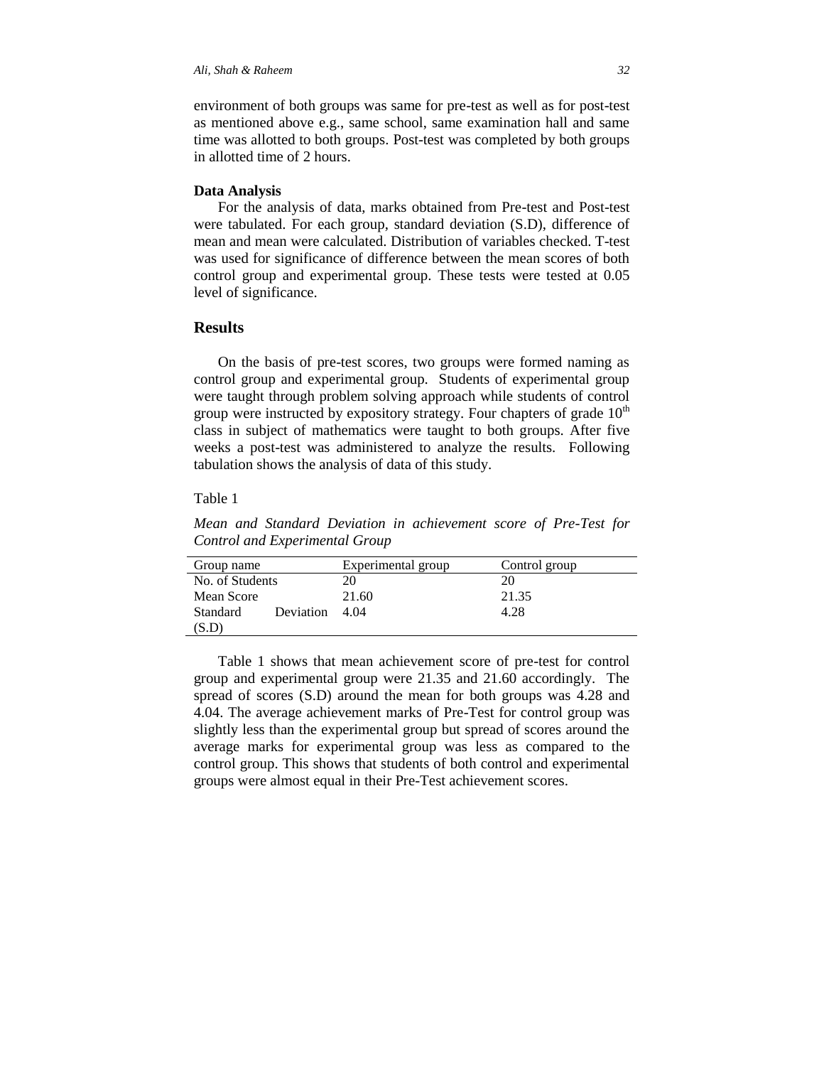environment of both groups was same for pre-test as well as for post-test as mentioned above e.g., same school, same examination hall and same time was allotted to both groups. Post-test was completed by both groups in allotted time of 2 hours.

### Data Analysis

For the analysis of data, marks obtained from Pre-test and Post-test were tabulated. For each group, standard deviation (S.D), difference of mean and mean were calculated. Distribution of variables checked. T-test was used for significance of difference between the mean scores of both control group and experimental group. These tests were tested at 0.05 level of significance.

## Results

On the basis of pre-test scores, two groups were formed naming as control group and experimental group. Students of experimental group were taught through problem solving approach while students of control group were instructed by expository strategy. Four chapters of grade $10^{th}$ class in subject of mathematics were taught to both groups. After five weeks a post-test was administered to analyze the results. Following tabulation shows the analysis of data of this study.

Table 1

*Mean and Standard Deviation in achievement score of Pre-Test for Control and Experimental Group*

| Group name | Experimental group | Control group |
|---|---|---|
| No. of Students | 20 | 20 |
| Mean Score | 21.60 | 21.35 |
| Standard Deviation (S.D) | 4.04 | 4.28 |

Table 1 shows that mean achievement score of pre-test for control group and experimental group were 21.35 and 21.60 accordingly. The spread of scores (S.D) around the mean for both groups was 4.28 and 4.04. The average achievement marks of Pre-Test for control group was slightly less than the experimental group but spread of scores around the average marks for experimental group was less as compared to the control group. This shows that students of both control and experimental groups were almost equal in their Pre-Test achievement scores.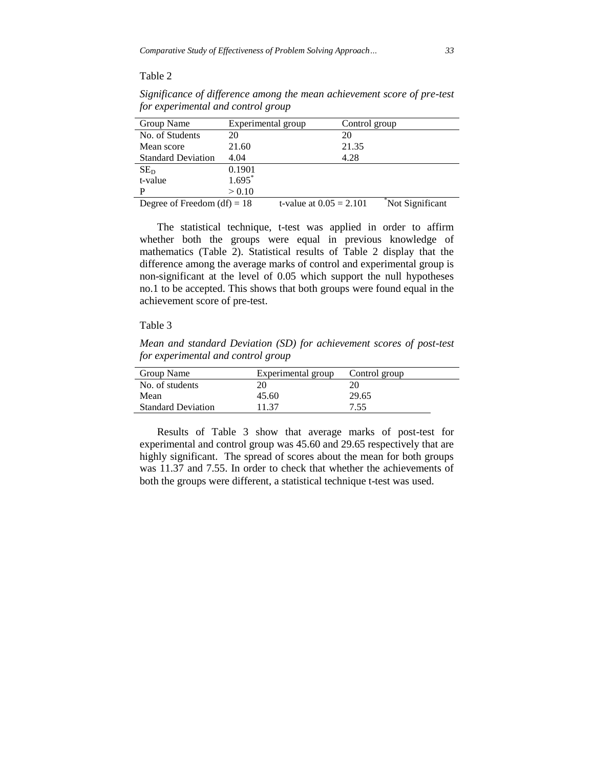Table 2

*Significance of difference among the mean achievement score of pre-test for experimental and control group*

| Group Name | Experimental group | Control group |
|---|---|---|
| No. of Students | 20 | 20 |
| Mean score | 21.60 | 21.35 |
| Standard Deviation | 4.04 | 4.28 |
| $SE_D$ | 0.1901 | |
| t-value | 1.695* | |
| P | > 0.10 | |
| Degree of Freedom (df) = 18 | t-value at 0.05 = 2.101 | *Not Significant |

The statistical technique, t-test was applied in order to affirm whether both the groups were equal in previous knowledge of mathematics (Table 2). Statistical results of Table 2 display that the difference among the average marks of control and experimental group is non-significant at the level of 0.05 which support the null hypotheses no.1 to be accepted. This shows that both groups were found equal in the achievement score of pre-test.

Table 3

*Mean and standard Deviation (SD) for achievement scores of post-test for experimental and control group*

| Group Name | Experimental group | Control group |
|---|---|---|
| No. of students | 20 | 20 |
| Mean | 45.60 | 29.65 |
| Standard Deviation | 11.37 | 7.55 |

Results of Table 3 show that average marks of post-test for experimental and control group was 45.60 and 29.65 respectively that are highly significant. The spread of scores about the mean for both groups was 11.37 and 7.55. In order to check that whether the achievements of both the groups were different, a statistical technique t-test was used.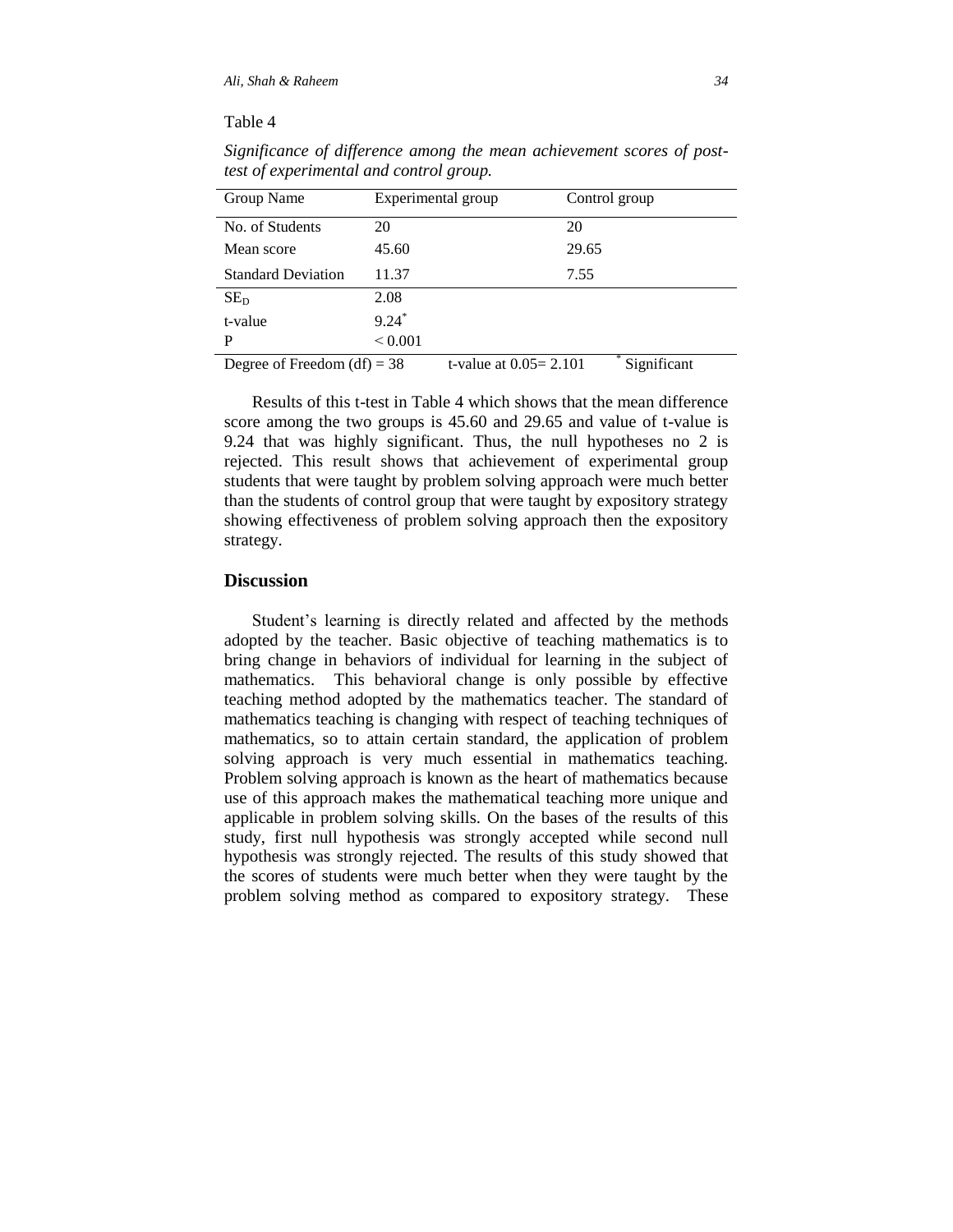Table 4

*Significance of difference among the mean achievement scores of post-test of experimental and control group.*

| Group Name | Experimental group | Control group |
|---|---|---|
| No. of Students | 20 | 20 |
| Mean score | 45.60 | 29.65 |
| Standard Deviation | 11.37 | 7.55 |
| $SE_D$ | 2.08 | |
| t-value | 9.24* | |
| P | < 0.001 | |
| Degree of Freedom (df) = 38 | t-value at 0.05= 2.101 | * Significant |

Results of this t-test in Table 4 which shows that the mean difference score among the two groups is 45.60 and 29.65 and value of t-value is 9.24 that was highly significant. Thus, the null hypotheses no 2 is rejected. This result shows that achievement of experimental group students that were taught by problem solving approach were much better than the students of control group that were taught by expository strategy showing effectiveness of problem solving approach then the expository strategy.

## Discussion

Student's learning is directly related and affected by the methods adopted by the teacher. Basic objective of teaching mathematics is to bring change in behaviors of individual for learning in the subject of mathematics. This behavioral change is only possible by effective teaching method adopted by the mathematics teacher. The standard of mathematics teaching is changing with respect of teaching techniques of mathematics, so to attain certain standard, the application of problem solving approach is very much essential in mathematics teaching. Problem solving approach is known as the heart of mathematics because use of this approach makes the mathematical teaching more unique and applicable in problem solving skills. On the bases of the results of this study, first null hypothesis was strongly accepted while second null hypothesis was strongly rejected. The results of this study showed that the scores of students were much better when they were taught by the problem solving method as compared to expository strategy. These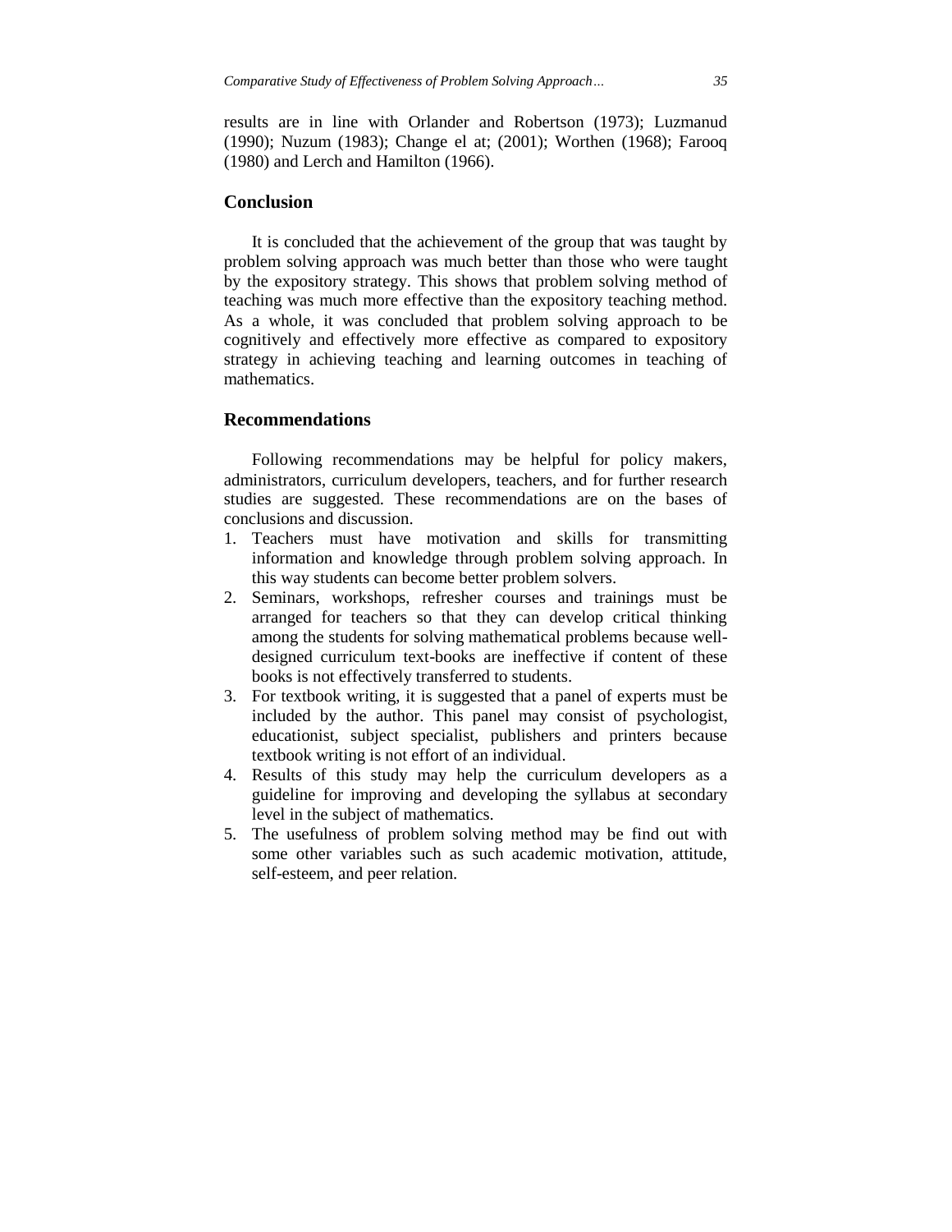results are in line with Orlander and Robertson (1973); Luzmanud (1990); Nuzum (1983); Change el at; (2001); Worthen (1968); Farooq (1980) and Lerch and Hamilton (1966).

## Conclusion

It is concluded that the achievement of the group that was taught by problem solving approach was much better than those who were taught by the expository strategy. This shows that problem solving method of teaching was much more effective than the expository teaching method. As a whole, it was concluded that problem solving approach to be cognitively and effectively more effective as compared to expository strategy in achieving teaching and learning outcomes in teaching of mathematics.

## Recommendations

Following recommendations may be helpful for policy makers, administrators, curriculum developers, teachers, and for further research studies are suggested. These recommendations are on the bases of conclusions and discussion.

1. Teachers must have motivation and skills for transmitting information and knowledge through problem solving approach. In this way students can become better problem solvers.
2. Seminars, workshops, refresher courses and trainings must be arranged for teachers so that they can develop critical thinking among the students for solving mathematical problems because well-designed curriculum text-books are ineffective if content of these books is not effectively transferred to students.
3. For textbook writing, it is suggested that a panel of experts must be included by the author. This panel may consist of psychologist, educationist, subject specialist, publishers and printers because textbook writing is not effort of an individual.
4. Results of this study may help the curriculum developers as a guideline for improving and developing the syllabus at secondary level in the subject of mathematics.
5. The usefulness of problem solving method may be find out with some other variables such as such academic motivation, attitude, self-esteem, and peer relation.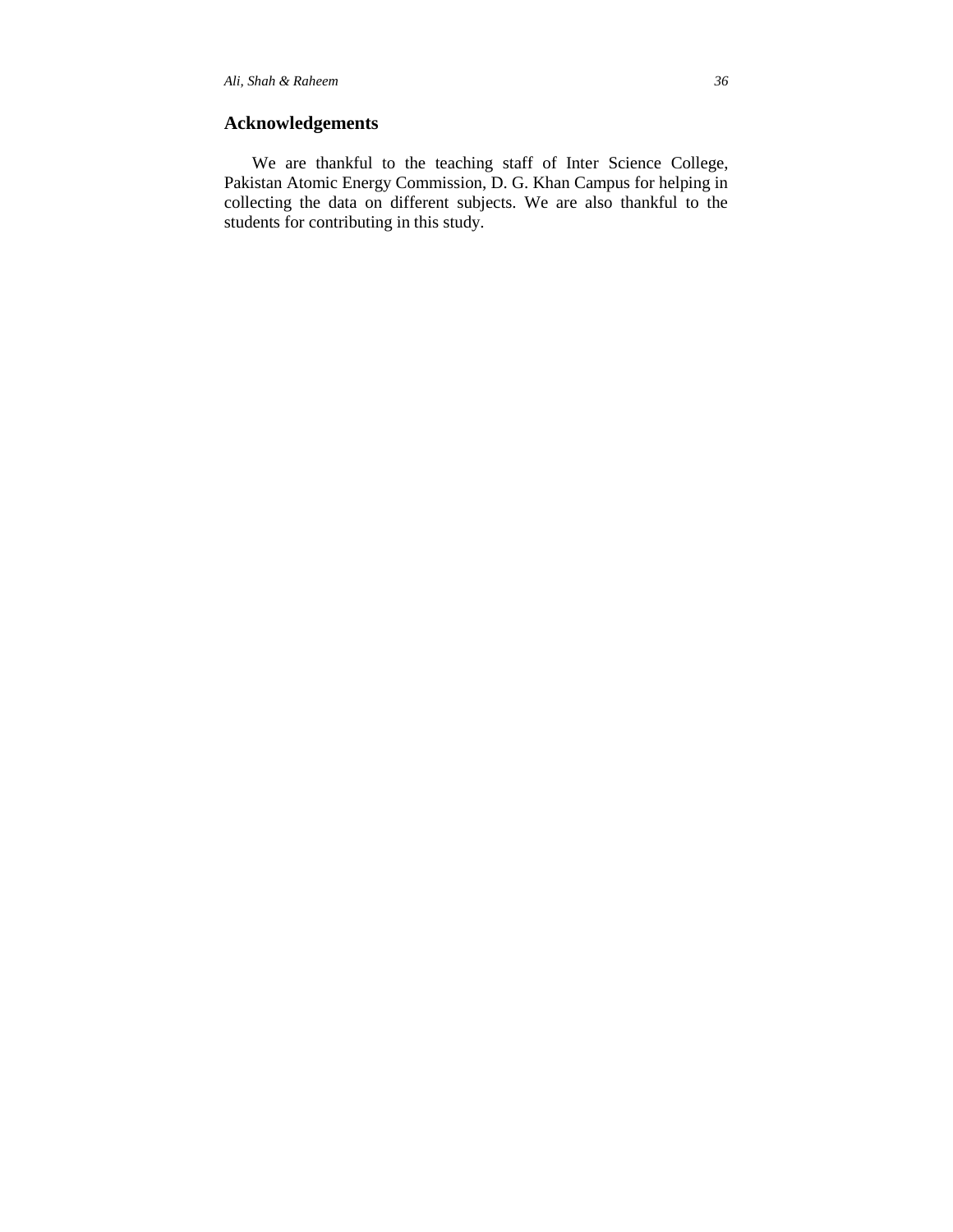## Acknowledgements

We are thankful to the teaching staff of Inter Science College, Pakistan Atomic Energy Commission, D. G. Khan Campus for helping in collecting the data on different subjects. We are also thankful to the students for contributing in this study.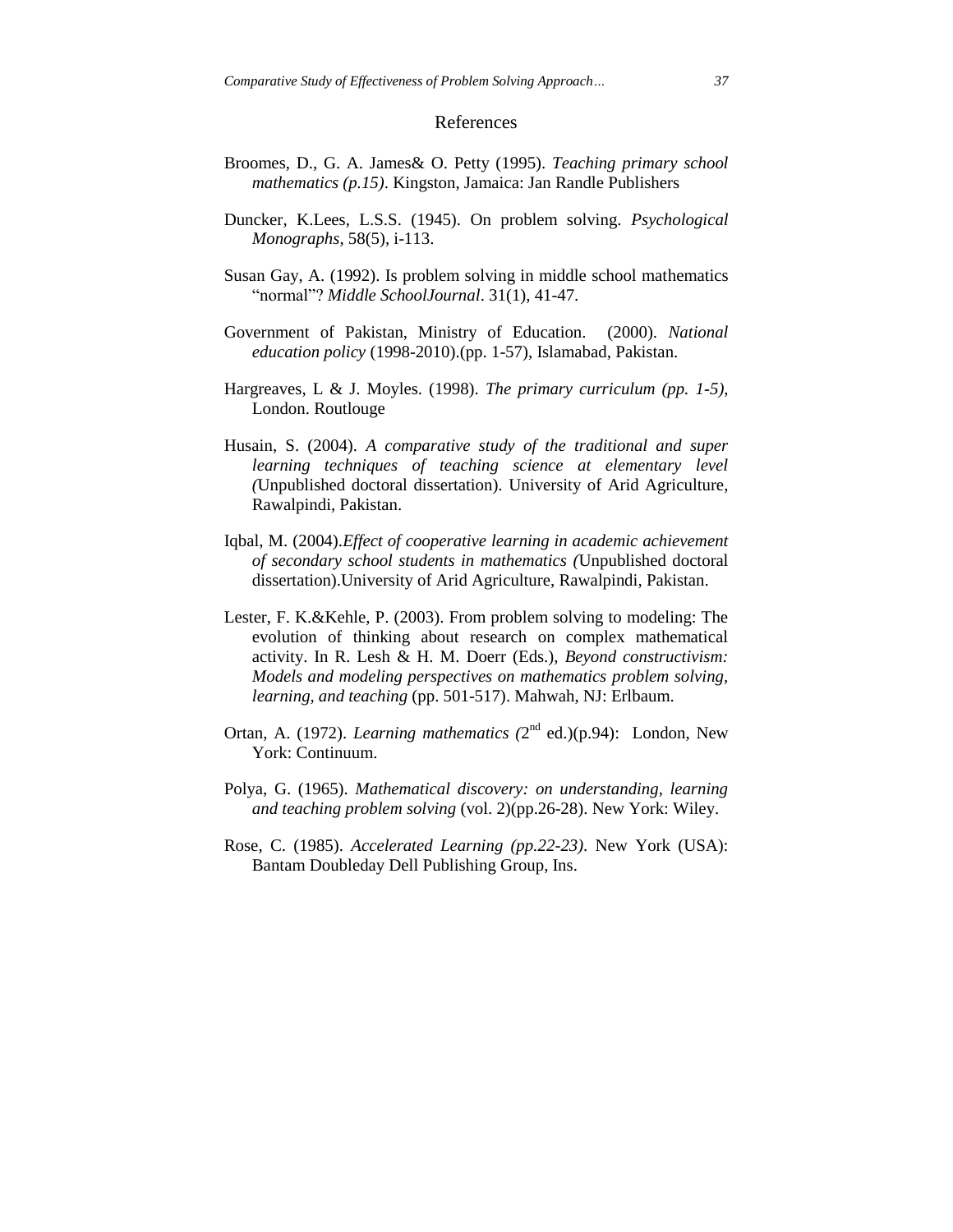## References

Broomes, D., G. A. James& O. Petty (1995). *Teaching primary school mathematics (p.15)*. Kingston, Jamaica: Jan Randle Publishers

Duncker, K.Lees, L.S.S. (1945). On problem solving. *Psychological Monographs*, 58(5), i-113.

Susan Gay, A. (1992). Is problem solving in middle school mathematics "normal"? *Middle SchoolJournal*. 31(1), 41-47.

Government of Pakistan, Ministry of Education. (2000). *National education policy* (1998-2010).(pp. 1-57), Islamabad, Pakistan.

Hargreaves, L & J. Moyles. (1998). *The primary curriculum (pp. 1-5),* London. Routlouge

Husain, S. (2004). *A comparative study of the traditional and super learning techniques of teaching science at elementary level (*Unpublished doctoral dissertation). University of Arid Agriculture, Rawalpindi, Pakistan.

Iqbal, M. (2004).*Effect of cooperative learning in academic achievement of secondary school students in mathematics (*Unpublished doctoral dissertation).University of Arid Agriculture, Rawalpindi, Pakistan.

Lester, F. K.&Kehle, P. (2003). From problem solving to modeling: The evolution of thinking about research on complex mathematical activity. In R. Lesh & H. M. Doerr (Eds.), *Beyond constructivism: Models and modeling perspectives on mathematics problem solving, learning, and teaching* (pp. 501-517). Mahwah, NJ: Erlbaum.

Ortan, A. (1972). *Learning mathematics (*2nd ed.)(p.94): London, New York: Continuum.

Polya, G. (1965). *Mathematical discovery: on understanding, learning and teaching problem solving* (vol. 2)(pp.26-28). New York: Wiley.

Rose, C. (1985). *Accelerated Learning (pp.22-23)*. New York (USA): Bantam Doubleday Dell Publishing Group, Ins.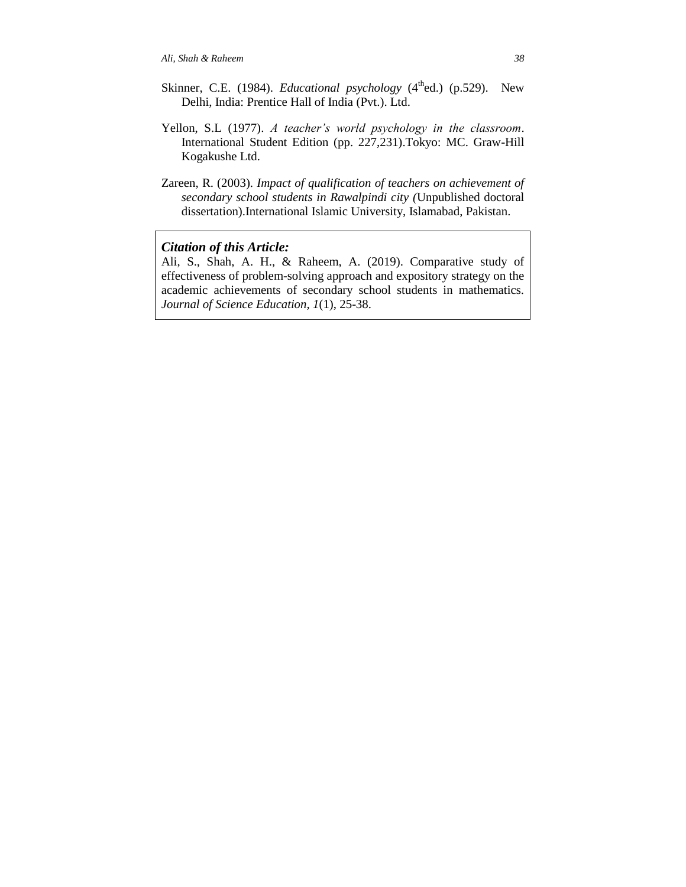Skinner, C.E. (1984). *Educational psychology* (4th ed.) (p.529). New Delhi, India: Prentice Hall of India (Pvt.). Ltd.

Yellon, S.L (1977). *A teacher's world psychology in the classroom*. International Student Edition (pp. 227,231).Tokyo: MC. Graw-Hill Kogakushe Ltd.

Zareen, R. (2003). *Impact of qualification of teachers on achievement of secondary school students in Rawalpindi city (*Unpublished doctoral dissertation).International Islamic University, Islamabad, Pakistan.

***Citation of this Article:***
Ali, S., Shah, A. H., & Raheem, A. (2019). Comparative study of effectiveness of problem-solving approach and expository strategy on the academic achievements of secondary school students in mathematics. *Journal of Science Education, 1*(1), 25-38.